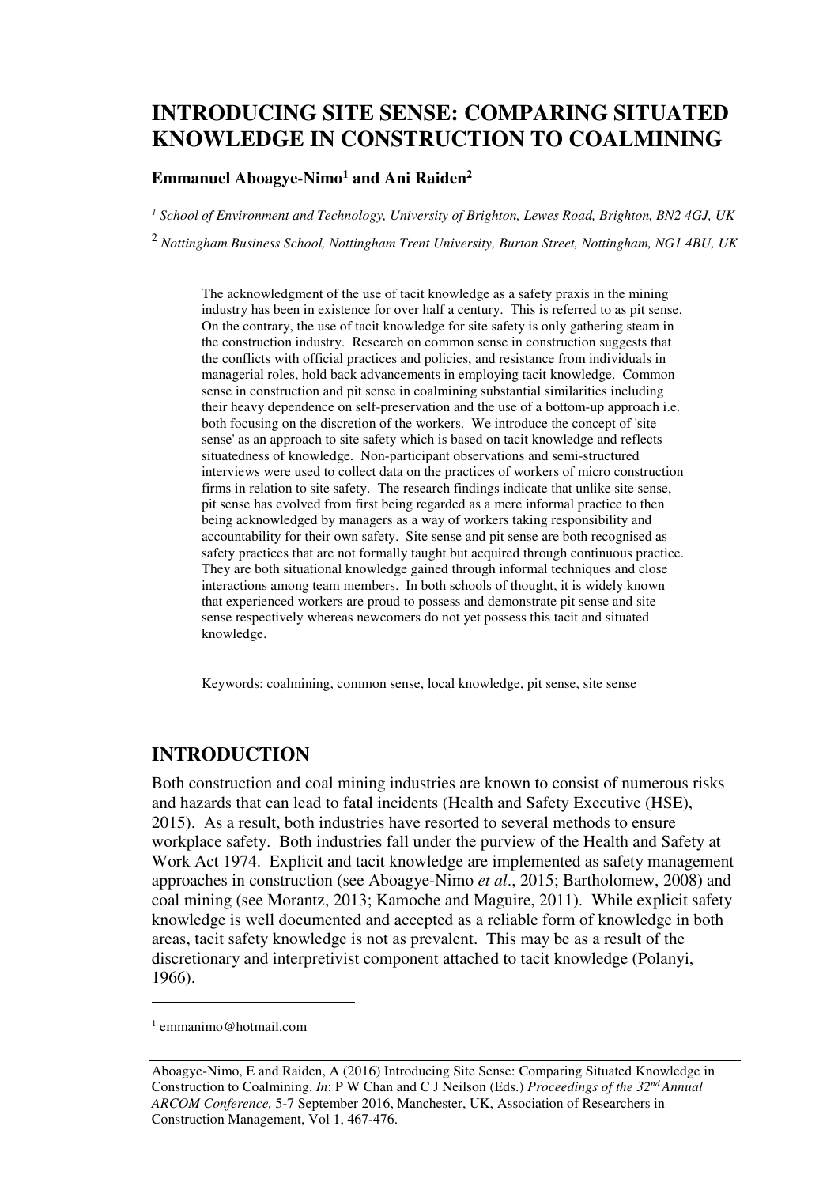# INTRODUCING SITE SENSE: COMPARING SITUATED KNOWLEDGE IN CONSTRUCTION TO COALMINING

**Emmanuel Aboagye-Nimo[1] and Ani Raiden[2]**

*[1] School of Environment and Technology, University of Brighton, Lewes Road, Brighton, BN2 4GJ, UK*

[2] *Nottingham Business School, Nottingham Trent University, Burton Street, Nottingham, NG1 4BU, UK*

The acknowledgment of the use of tacit knowledge as a safety praxis in the mining industry has been in existence for over half a century. This is referred to as pit sense. On the contrary, the use of tacit knowledge for site safety is only gathering steam in the construction industry. Research on common sense in construction suggests that the conflicts with official practices and policies, and resistance from individuals in managerial roles, hold back advancements in employing tacit knowledge. Common sense in construction and pit sense in coalmining substantial similarities including their heavy dependence on self-preservation and the use of a bottom-up approach i.e. both focusing on the discretion of the workers. We introduce the concept of 'site sense' as an approach to site safety which is based on tacit knowledge and reflects situatedness of knowledge. Non-participant observations and semi-structured interviews were used to collect data on the practices of workers of micro construction firms in relation to site safety. The research findings indicate that unlike site sense, pit sense has evolved from first being regarded as a mere informal practice to then being acknowledged by managers as a way of workers taking responsibility and accountability for their own safety. Site sense and pit sense are both recognised as safety practices that are not formally taught but acquired through continuous practice. They are both situational knowledge gained through informal techniques and close interactions among team members. In both schools of thought, it is widely known that experienced workers are proud to possess and demonstrate pit sense and site sense respectively whereas newcomers do not yet possess this tacit and situated knowledge.

Keywords: coalmining, common sense, local knowledge, pit sense, site sense

## INTRODUCTION

Both construction and coal mining industries are known to consist of numerous risks and hazards that can lead to fatal incidents (Health and Safety Executive (HSE), 2015). As a result, both industries have resorted to several methods to ensure workplace safety. Both industries fall under the purview of the Health and Safety at Work Act 1974. Explicit and tacit knowledge are implemented as safety management approaches in construction (see Aboagye-Nimo *et al*., 2015; Bartholomew, 2008) and coal mining (see Morantz, 2013; Kamoche and Maguire, 2011). While explicit safety knowledge is well documented and accepted as a reliable form of knowledge in both areas, tacit safety knowledge is not as prevalent. This may be as a result of the discretionary and interpretivist component attached to tacit knowledge (Polanyi, 1966).

[1] emmanimo@hotmail.com

Aboagye-Nimo, E and Raiden, A (2016) Introducing Site Sense: Comparing Situated Knowledge in Construction to Coalmining. *In*: P W Chan and C J Neilson (Eds.) *Proceedings of the 32nd Annual ARCOM Conference,* 5-7 September 2016, Manchester, UK, Association of Researchers in Construction Management, Vol 1, 467-476.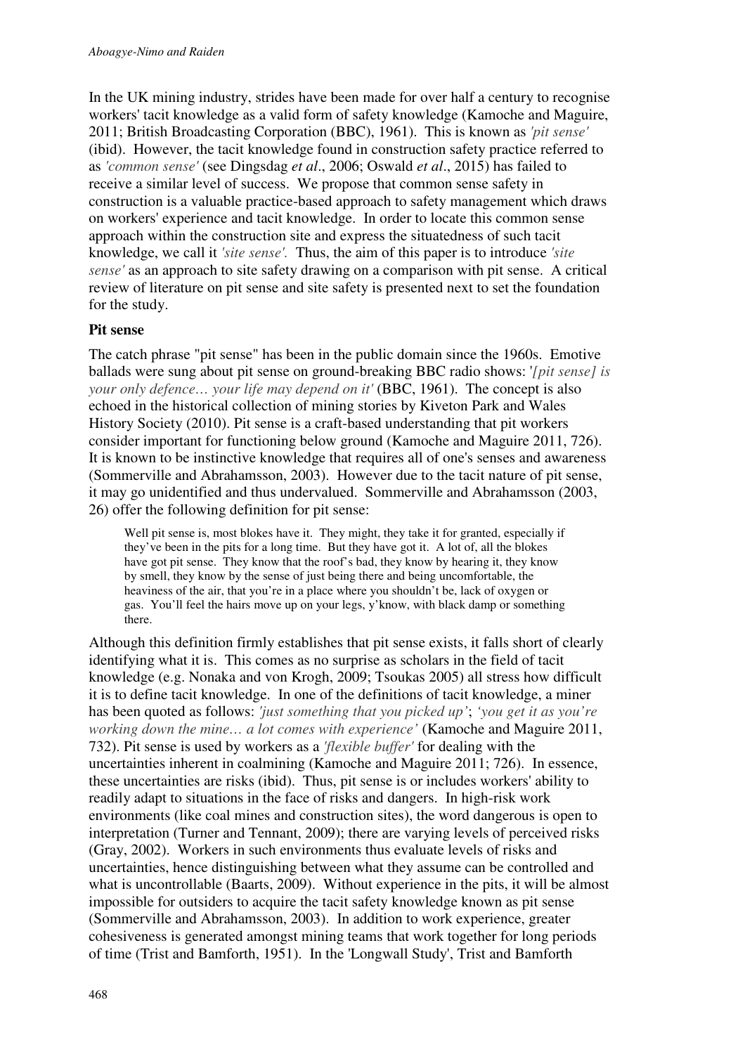In the UK mining industry, strides have been made for over half a century to recognise workers' tacit knowledge as a valid form of safety knowledge (Kamoche and Maguire, 2011; British Broadcasting Corporation (BBC), 1961). This is known as *'pit sense'* (ibid). However, the tacit knowledge found in construction safety practice referred to as *'common sense'* (see Dingsdag *et al*., 2006; Oswald *et al*., 2015) has failed to receive a similar level of success. We propose that common sense safety in construction is a valuable practice-based approach to safety management which draws on workers' experience and tacit knowledge. In order to locate this common sense approach within the construction site and express the situatedness of such tacit knowledge, we call it *'site sense'.* Thus, the aim of this paper is to introduce *'site sense'* as an approach to site safety drawing on a comparison with pit sense. A critical review of literature on pit sense and site safety is presented next to set the foundation for the study.

## Pit sense

The catch phrase "pit sense" has been in the public domain since the 1960s. Emotive ballads were sung about pit sense on ground-breaking BBC radio shows: *'[pit sense] is your only defence… your life may depend on it'* (BBC, 1961). The concept is also echoed in the historical collection of mining stories by Kiveton Park and Wales History Society (2010). Pit sense is a craft-based understanding that pit workers consider important for functioning below ground (Kamoche and Maguire 2011, 726). It is known to be instinctive knowledge that requires all of one's senses and awareness (Sommerville and Abrahamsson, 2003). However due to the tacit nature of pit sense, it may go unidentified and thus undervalued. Sommerville and Abrahamsson (2003, 26) offer the following definition for pit sense:

> Well pit sense is, most blokes have it. They might, they take it for granted, especially if they've been in the pits for a long time. But they have got it. A lot of, all the blokes have got pit sense. They know that the roof's bad, they know by hearing it, they know by smell, they know by the sense of just being there and being uncomfortable, the heaviness of the air, that you're in a place where you shouldn't be, lack of oxygen or gas. You'll feel the hairs move up on your legs, y'know, with black damp or something there.

Although this definition firmly establishes that pit sense exists, it falls short of clearly identifying what it is. This comes as no surprise as scholars in the field of tacit knowledge (e.g. Nonaka and von Krogh, 2009; Tsoukas 2005) all stress how difficult it is to define tacit knowledge. In one of the definitions of tacit knowledge, a miner has been quoted as follows: *'just something that you picked up'*; *'you get it as you're working down the mine… a lot comes with experience'* (Kamoche and Maguire 2011, 732). Pit sense is used by workers as a *'flexible buffer'* for dealing with the uncertainties inherent in coalmining (Kamoche and Maguire 2011; 726). In essence, these uncertainties are risks (ibid). Thus, pit sense is or includes workers' ability to readily adapt to situations in the face of risks and dangers. In high-risk work environments (like coal mines and construction sites), the word dangerous is open to interpretation (Turner and Tennant, 2009); there are varying levels of perceived risks (Gray, 2002). Workers in such environments thus evaluate levels of risks and uncertainties, hence distinguishing between what they assume can be controlled and what is uncontrollable (Baarts, 2009). Without experience in the pits, it will be almost impossible for outsiders to acquire the tacit safety knowledge known as pit sense (Sommerville and Abrahamsson, 2003). In addition to work experience, greater cohesiveness is generated amongst mining teams that work together for long periods of time (Trist and Bamforth, 1951). In the 'Longwall Study', Trist and Bamforth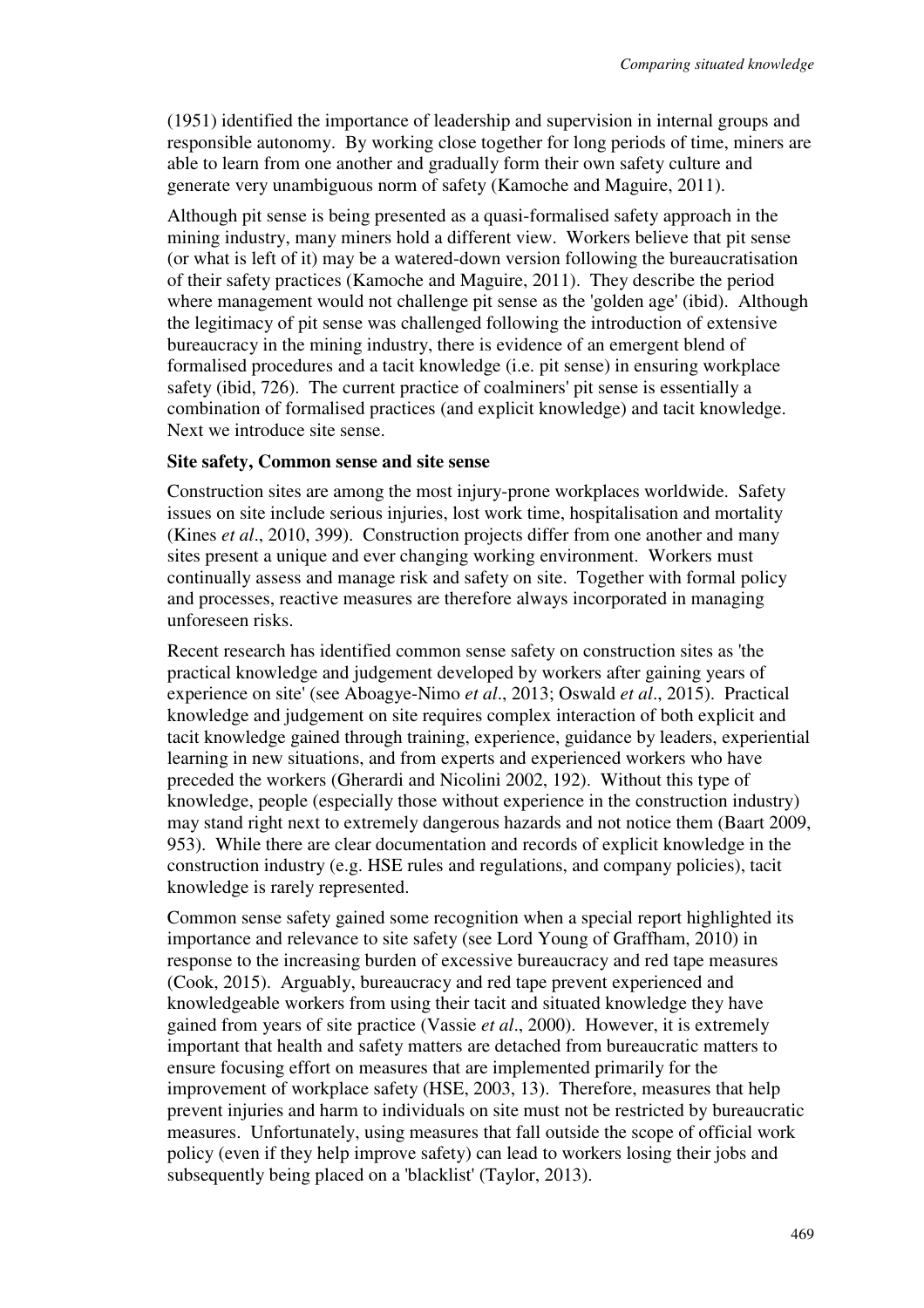(1951) identified the importance of leadership and supervision in internal groups and responsible autonomy. By working close together for long periods of time, miners are able to learn from one another and gradually form their own safety culture and generate very unambiguous norm of safety (Kamoche and Maguire, 2011).

Although pit sense is being presented as a quasi-formalised safety approach in the mining industry, many miners hold a different view. Workers believe that pit sense (or what is left of it) may be a watered-down version following the bureaucratisation of their safety practices (Kamoche and Maguire, 2011). They describe the period where management would not challenge pit sense as the 'golden age' (ibid). Although the legitimacy of pit sense was challenged following the introduction of extensive bureaucracy in the mining industry, there is evidence of an emergent blend of formalised procedures and a tacit knowledge (i.e. pit sense) in ensuring workplace safety (ibid, 726). The current practice of coalminers' pit sense is essentially a combination of formalised practices (and explicit knowledge) and tacit knowledge. Next we introduce site sense.

**Site safety, Common sense and site sense**

Construction sites are among the most injury-prone workplaces worldwide. Safety issues on site include serious injuries, lost work time, hospitalisation and mortality (Kines *et al*., 2010, 399). Construction projects differ from one another and many sites present a unique and ever changing working environment. Workers must continually assess and manage risk and safety on site. Together with formal policy and processes, reactive measures are therefore always incorporated in managing unforeseen risks.

Recent research has identified common sense safety on construction sites as 'the practical knowledge and judgement developed by workers after gaining years of experience on site' (see Aboagye-Nimo *et al*., 2013; Oswald *et al*., 2015). Practical knowledge and judgement on site requires complex interaction of both explicit and tacit knowledge gained through training, experience, guidance by leaders, experiential learning in new situations, and from experts and experienced workers who have preceded the workers (Gherardi and Nicolini 2002, 192). Without this type of knowledge, people (especially those without experience in the construction industry) may stand right next to extremely dangerous hazards and not notice them (Baart 2009, 953). While there are clear documentation and records of explicit knowledge in the construction industry (e.g. HSE rules and regulations, and company policies), tacit knowledge is rarely represented.

Common sense safety gained some recognition when a special report highlighted its importance and relevance to site safety (see Lord Young of Graffham, 2010) in response to the increasing burden of excessive bureaucracy and red tape measures (Cook, 2015). Arguably, bureaucracy and red tape prevent experienced and knowledgeable workers from using their tacit and situated knowledge they have gained from years of site practice (Vassie *et al*., 2000). However, it is extremely important that health and safety matters are detached from bureaucratic matters to ensure focusing effort on measures that are implemented primarily for the improvement of workplace safety (HSE, 2003, 13). Therefore, measures that help prevent injuries and harm to individuals on site must not be restricted by bureaucratic measures. Unfortunately, using measures that fall outside the scope of official work policy (even if they help improve safety) can lead to workers losing their jobs and subsequently being placed on a 'blacklist' (Taylor, 2013).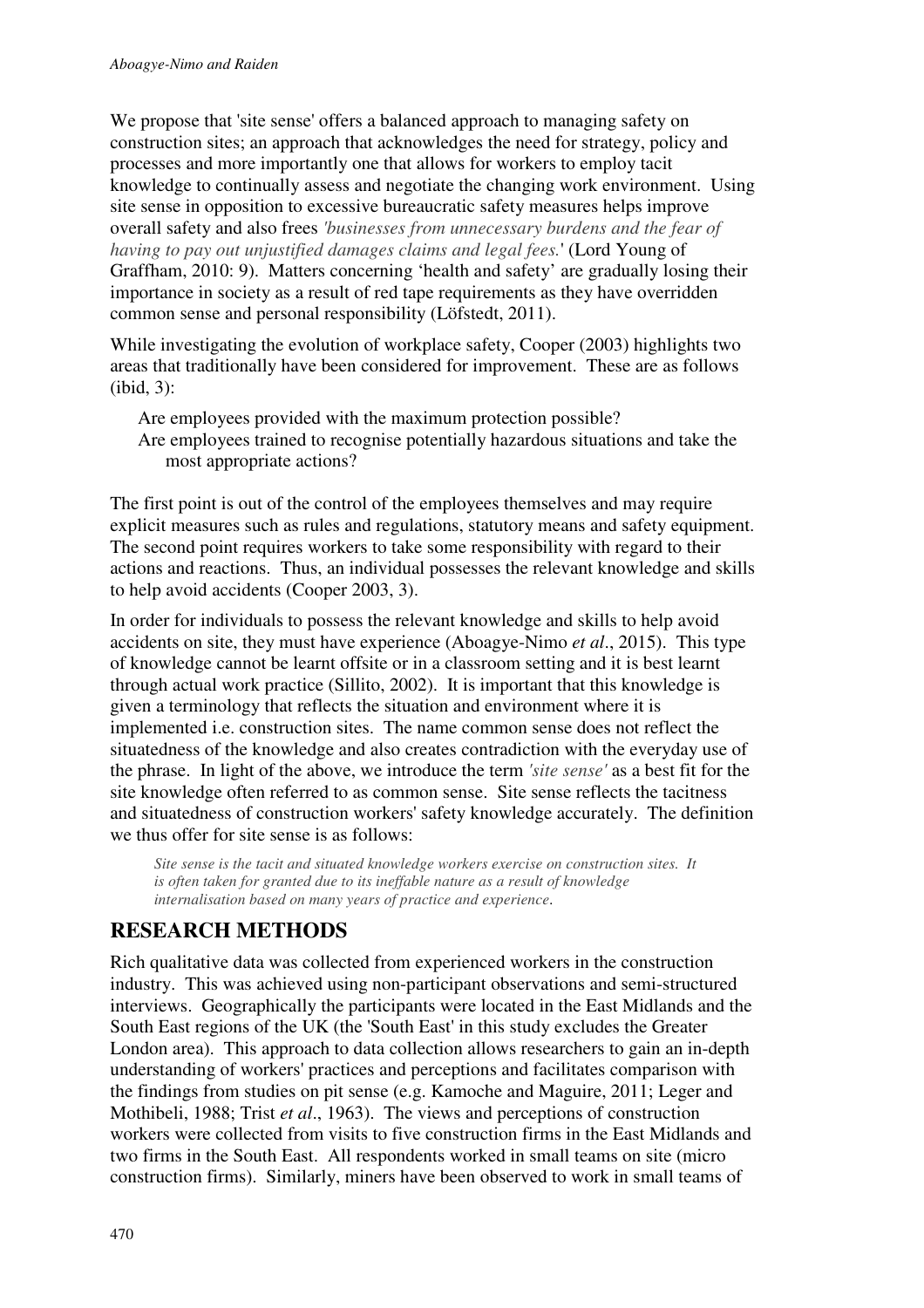We propose that 'site sense' offers a balanced approach to managing safety on construction sites; an approach that acknowledges the need for strategy, policy and processes and more importantly one that allows for workers to employ tacit knowledge to continually assess and negotiate the changing work environment. Using site sense in opposition to excessive bureaucratic safety measures helps improve overall safety and also frees *'businesses from unnecessary burdens and the fear of having to pay out unjustified damages claims and legal fees.'* (Lord Young of Graffham, 2010: 9). Matters concerning 'health and safety' are gradually losing their importance in society as a result of red tape requirements as they have overridden common sense and personal responsibility (Löfstedt, 2011).

While investigating the evolution of workplace safety, Cooper (2003) highlights two areas that traditionally have been considered for improvement. These are as follows (ibid, 3):

> Are employees provided with the maximum protection possible?
> Are employees trained to recognise potentially hazardous situations and take the most appropriate actions?

The first point is out of the control of the employees themselves and may require explicit measures such as rules and regulations, statutory means and safety equipment. The second point requires workers to take some responsibility with regard to their actions and reactions. Thus, an individual possesses the relevant knowledge and skills to help avoid accidents (Cooper 2003, 3).

In order for individuals to possess the relevant knowledge and skills to help avoid accidents on site, they must have experience (Aboagye-Nimo *et al*., 2015). This type of knowledge cannot be learnt offsite or in a classroom setting and it is best learnt through actual work practice (Sillito, 2002). It is important that this knowledge is given a terminology that reflects the situation and environment where it is implemented i.e. construction sites. The name common sense does not reflect the situatedness of the knowledge and also creates contradiction with the everyday use of the phrase. In light of the above, we introduce the term *'site sense'* as a best fit for the site knowledge often referred to as common sense. Site sense reflects the tacitness and situatedness of construction workers' safety knowledge accurately. The definition we thus offer for site sense is as follows:

> *Site sense is the tacit and situated knowledge workers exercise on construction sites. It is often taken for granted due to its ineffable nature as a result of knowledge internalisation based on many years of practice and experience.*

## RESEARCH METHODS

Rich qualitative data was collected from experienced workers in the construction industry. This was achieved using non-participant observations and semi-structured interviews. Geographically the participants were located in the East Midlands and the South East regions of the UK (the 'South East' in this study excludes the Greater London area). This approach to data collection allows researchers to gain an in-depth understanding of workers' practices and perceptions and facilitates comparison with the findings from studies on pit sense (e.g. Kamoche and Maguire, 2011; Leger and Mothibeli, 1988; Trist *et al*., 1963). The views and perceptions of construction workers were collected from visits to five construction firms in the East Midlands and two firms in the South East. All respondents worked in small teams on site (micro construction firms). Similarly, miners have been observed to work in small teams of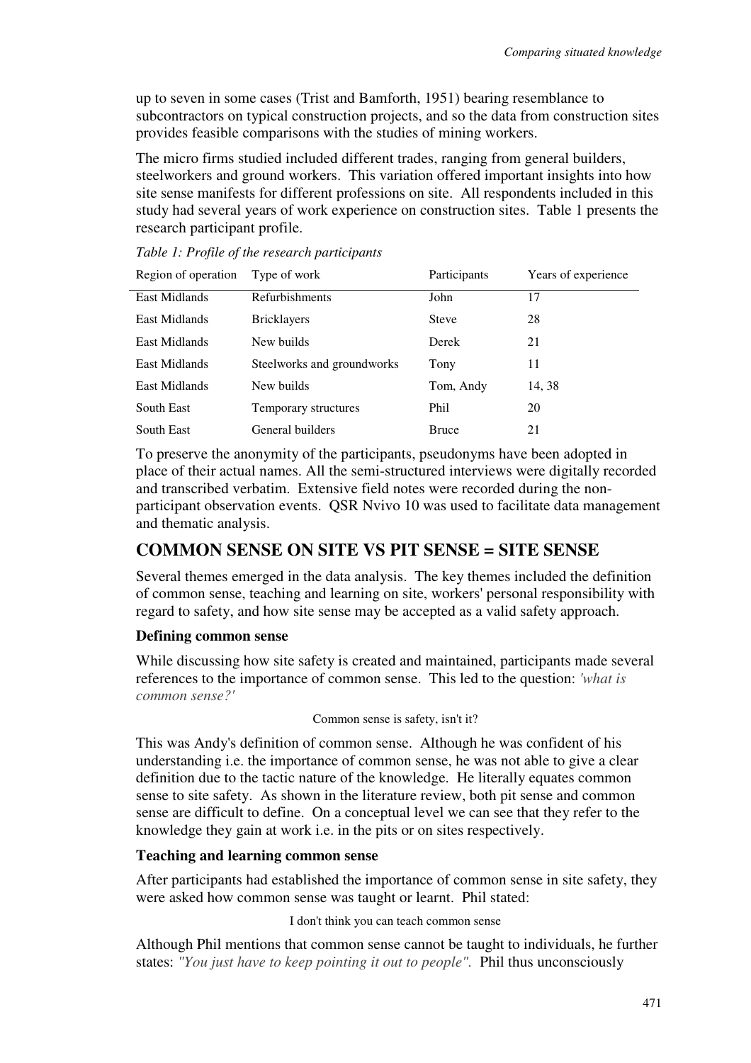up to seven in some cases (Trist and Bamforth, 1951) bearing resemblance to subcontractors on typical construction projects, and so the data from construction sites provides feasible comparisons with the studies of mining workers.

The micro firms studied included different trades, ranging from general builders, steelworkers and ground workers. This variation offered important insights into how site sense manifests for different professions on site. All respondents included in this study had several years of work experience on construction sites. Table 1 presents the research participant profile.

*Table 1: Profile of the research participants*

| Region of operation | Type of work | Participants | Years of experience |
|---|---|---|---|
| East Midlands | Refurbishments | John | 17 |
| East Midlands | Bricklayers | Steve | 28 |
| East Midlands | New builds | Derek | 21 |
| East Midlands | Steelworks and groundworks | Tony | 11 |
| East Midlands | New builds | Tom, Andy | 14, 38 |
| South East | Temporary structures | Phil | 20 |
| South East | General builders | Bruce | 21 |

To preserve the anonymity of the participants, pseudonyms have been adopted in place of their actual names. All the semi-structured interviews were digitally recorded and transcribed verbatim. Extensive field notes were recorded during the non-participant observation events. QSR Nvivo 10 was used to facilitate data management and thematic analysis.

## COMMON SENSE ON SITE VS PIT SENSE = SITE SENSE

Several themes emerged in the data analysis. The key themes included the definition of common sense, teaching and learning on site, workers' personal responsibility with regard to safety, and how site sense may be accepted as a valid safety approach.

### Defining common sense

While discussing how site safety is created and maintained, participants made several references to the importance of common sense. This led to the question: *'what is common sense?'*

> Common sense is safety, isn't it?

This was Andy's definition of common sense. Although he was confident of his understanding i.e. the importance of common sense, he was not able to give a clear definition due to the tactic nature of the knowledge. He literally equates common sense to site safety. As shown in the literature review, both pit sense and common sense are difficult to define. On a conceptual level we can see that they refer to the knowledge they gain at work i.e. in the pits or on sites respectively.

### Teaching and learning common sense

After participants had established the importance of common sense in site safety, they were asked how common sense was taught or learnt. Phil stated:

> I don't think you can teach common sense

Although Phil mentions that common sense cannot be taught to individuals, he further states: *"You just have to keep pointing it out to people".* Phil thus unconsciously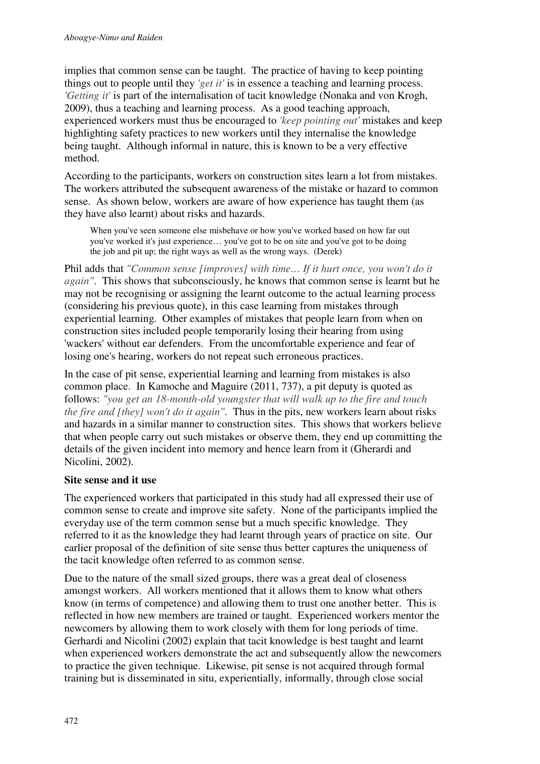implies that common sense can be taught. The practice of having to keep pointing things out to people until they *'get it'* is in essence a teaching and learning process. *'Getting it'* is part of the internalisation of tacit knowledge (Nonaka and von Krogh, 2009), thus a teaching and learning process. As a good teaching approach, experienced workers must thus be encouraged to *'keep pointing out'* mistakes and keep highlighting safety practices to new workers until they internalise the knowledge being taught. Although informal in nature, this is known to be a very effective method.

According to the participants, workers on construction sites learn a lot from mistakes. The workers attributed the subsequent awareness of the mistake or hazard to common sense. As shown below, workers are aware of how experience has taught them (as they have also learnt) about risks and hazards.

> When you've seen someone else misbehave or how you've worked based on how far out you've worked it's just experience… you've got to be on site and you've got to be doing the job and pit up; the right ways as well as the wrong ways. (Derek)

Phil adds that *"Common sense [improves] with time… If it hurt once, you won't do it again"*. This shows that subconsciously, he knows that common sense is learnt but he may not be recognising or assigning the learnt outcome to the actual learning process (considering his previous quote), in this case learning from mistakes through experiential learning. Other examples of mistakes that people learn from when on construction sites included people temporarily losing their hearing from using 'wackers' without ear defenders. From the uncomfortable experience and fear of losing one's hearing, workers do not repeat such erroneous practices.

In the case of pit sense, experiential learning and learning from mistakes is also common place. In Kamoche and Maguire (2011, 737), a pit deputy is quoted as follows: *"you get an 18-month-old youngster that will walk up to the fire and touch the fire and [they] won't do it again"*. Thus in the pits, new workers learn about risks and hazards in a similar manner to construction sites. This shows that workers believe that when people carry out such mistakes or observe them, they end up committing the details of the given incident into memory and hence learn from it (Gherardi and Nicolini, 2002).

**Site sense and it use**

The experienced workers that participated in this study had all expressed their use of common sense to create and improve site safety. None of the participants implied the everyday use of the term common sense but a much specific knowledge. They referred to it as the knowledge they had learnt through years of practice on site. Our earlier proposal of the definition of site sense thus better captures the uniqueness of the tacit knowledge often referred to as common sense.

Due to the nature of the small sized groups, there was a great deal of closeness amongst workers. All workers mentioned that it allows them to know what others know (in terms of competence) and allowing them to trust one another better. This is reflected in how new members are trained or taught. Experienced workers mentor the newcomers by allowing them to work closely with them for long periods of time. Gerhardi and Nicolini (2002) explain that tacit knowledge is best taught and learnt when experienced workers demonstrate the act and subsequently allow the newcomers to practice the given technique. Likewise, pit sense is not acquired through formal training but is disseminated in situ, experientially, informally, through close social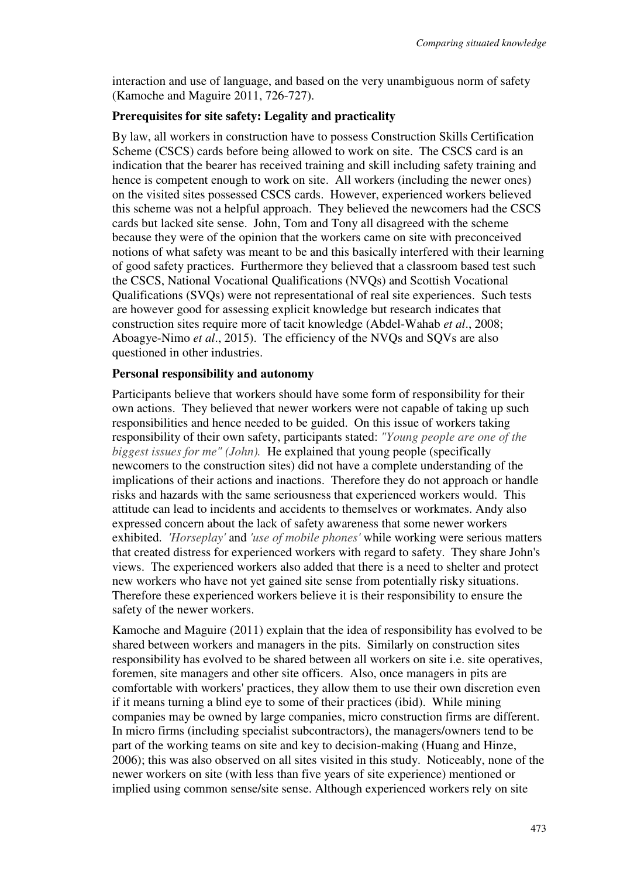interaction and use of language, and based on the very unambiguous norm of safety (Kamoche and Maguire 2011, 726-727).

### Prerequisites for site safety: Legality and practicality

By law, all workers in construction have to possess Construction Skills Certification Scheme (CSCS) cards before being allowed to work on site. The CSCS card is an indication that the bearer has received training and skill including safety training and hence is competent enough to work on site. All workers (including the newer ones) on the visited sites possessed CSCS cards. However, experienced workers believed this scheme was not a helpful approach. They believed the newcomers had the CSCS cards but lacked site sense. John, Tom and Tony all disagreed with the scheme because they were of the opinion that the workers came on site with preconceived notions of what safety was meant to be and this basically interfered with their learning of good safety practices. Furthermore they believed that a classroom based test such the CSCS, National Vocational Qualifications (NVQs) and Scottish Vocational Qualifications (SVQs) were not representational of real site experiences. Such tests are however good for assessing explicit knowledge but research indicates that construction sites require more of tacit knowledge (Abdel-Wahab *et al*., 2008; Aboagye-Nimo *et al*., 2015). The efficiency of the NVQs and SQVs are also questioned in other industries.

### Personal responsibility and autonomy

Participants believe that workers should have some form of responsibility for their own actions. They believed that newer workers were not capable of taking up such responsibilities and hence needed to be guided. On this issue of workers taking responsibility of their own safety, participants stated: *"Young people are one of the biggest issues for me" (John).* He explained that young people (specifically newcomers to the construction sites) did not have a complete understanding of the implications of their actions and inactions. Therefore they do not approach or handle risks and hazards with the same seriousness that experienced workers would. This attitude can lead to incidents and accidents to themselves or workmates. Andy also expressed concern about the lack of safety awareness that some newer workers exhibited. *'Horseplay'* and *'use of mobile phones'* while working were serious matters that created distress for experienced workers with regard to safety. They share John's views. The experienced workers also added that there is a need to shelter and protect new workers who have not yet gained site sense from potentially risky situations. Therefore these experienced workers believe it is their responsibility to ensure the safety of the newer workers.

Kamoche and Maguire (2011) explain that the idea of responsibility has evolved to be shared between workers and managers in the pits. Similarly on construction sites responsibility has evolved to be shared between all workers on site i.e. site operatives, foremen, site managers and other site officers. Also, once managers in pits are comfortable with workers' practices, they allow them to use their own discretion even if it means turning a blind eye to some of their practices (ibid). While mining companies may be owned by large companies, micro construction firms are different. In micro firms (including specialist subcontractors), the managers/owners tend to be part of the working teams on site and key to decision-making (Huang and Hinze, 2006); this was also observed on all sites visited in this study. Noticeably, none of the newer workers on site (with less than five years of site experience) mentioned or implied using common sense/site sense. Although experienced workers rely on site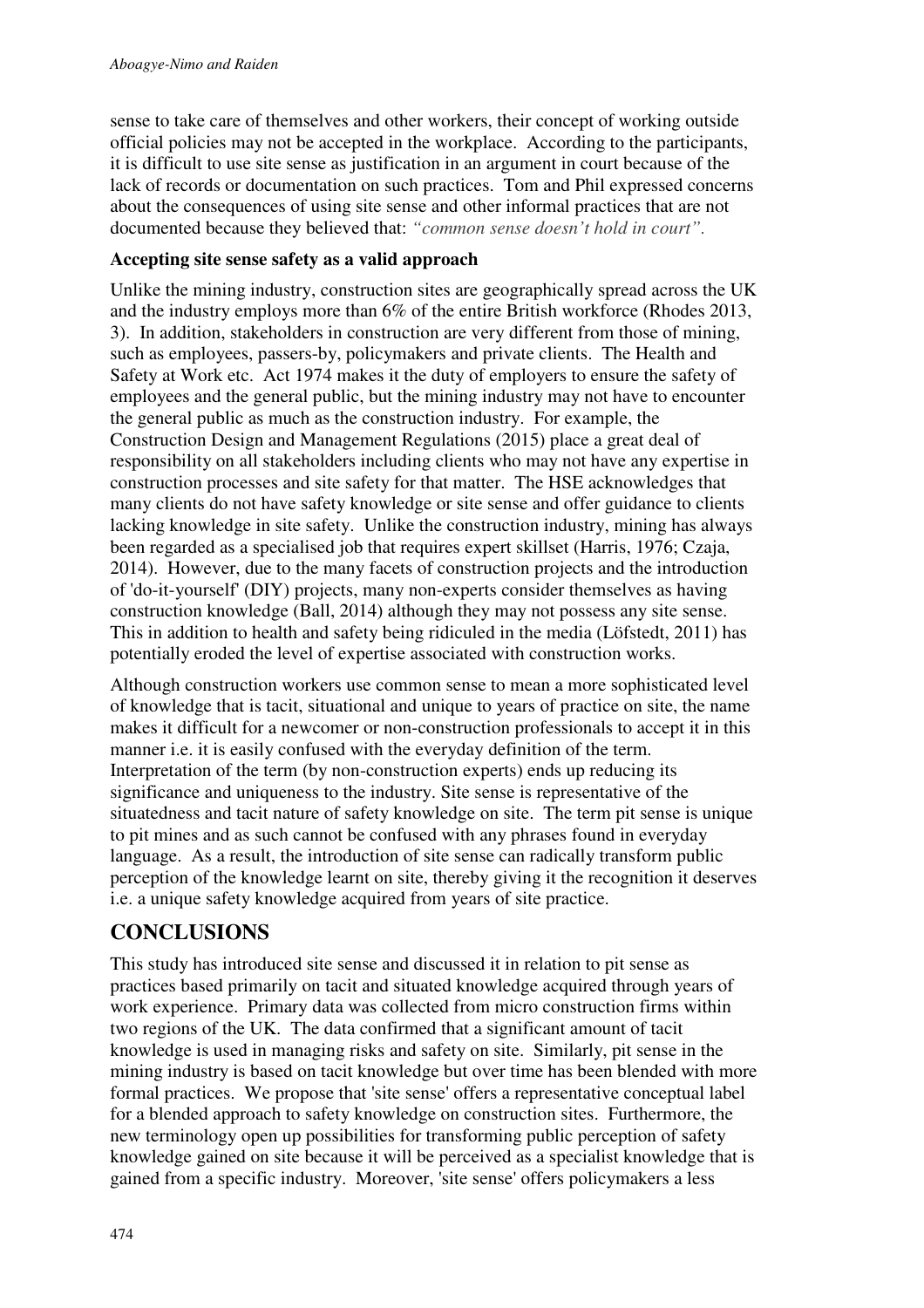sense to take care of themselves and other workers, their concept of working outside official policies may not be accepted in the workplace. According to the participants, it is difficult to use site sense as justification in an argument in court because of the lack of records or documentation on such practices. Tom and Phil expressed concerns about the consequences of using site sense and other informal practices that are not documented because they believed that: *"common sense doesn't hold in court".*

**Accepting site sense safety as a valid approach**

Unlike the mining industry, construction sites are geographically spread across the UK and the industry employs more than 6% of the entire British workforce (Rhodes 2013, 3). In addition, stakeholders in construction are very different from those of mining, such as employees, passers-by, policymakers and private clients. The Health and Safety at Work etc. Act 1974 makes it the duty of employers to ensure the safety of employees and the general public, but the mining industry may not have to encounter the general public as much as the construction industry. For example, the Construction Design and Management Regulations (2015) place a great deal of responsibility on all stakeholders including clients who may not have any expertise in construction processes and site safety for that matter. The HSE acknowledges that many clients do not have safety knowledge or site sense and offer guidance to clients lacking knowledge in site safety. Unlike the construction industry, mining has always been regarded as a specialised job that requires expert skillset (Harris, 1976; Czaja, 2014). However, due to the many facets of construction projects and the introduction of 'do-it-yourself' (DIY) projects, many non-experts consider themselves as having construction knowledge (Ball, 2014) although they may not possess any site sense. This in addition to health and safety being ridiculed in the media (Löfstedt, 2011) has potentially eroded the level of expertise associated with construction works.

Although construction workers use common sense to mean a more sophisticated level of knowledge that is tacit, situational and unique to years of practice on site, the name makes it difficult for a newcomer or non-construction professionals to accept it in this manner i.e. it is easily confused with the everyday definition of the term. Interpretation of the term (by non-construction experts) ends up reducing its significance and uniqueness to the industry. Site sense is representative of the situatedness and tacit nature of safety knowledge on site. The term pit sense is unique to pit mines and as such cannot be confused with any phrases found in everyday language. As a result, the introduction of site sense can radically transform public perception of the knowledge learnt on site, thereby giving it the recognition it deserves i.e. a unique safety knowledge acquired from years of site practice.

## CONCLUSIONS

This study has introduced site sense and discussed it in relation to pit sense as practices based primarily on tacit and situated knowledge acquired through years of work experience. Primary data was collected from micro construction firms within two regions of the UK. The data confirmed that a significant amount of tacit knowledge is used in managing risks and safety on site. Similarly, pit sense in the mining industry is based on tacit knowledge but over time has been blended with more formal practices. We propose that 'site sense' offers a representative conceptual label for a blended approach to safety knowledge on construction sites. Furthermore, the new terminology open up possibilities for transforming public perception of safety knowledge gained on site because it will be perceived as a specialist knowledge that is gained from a specific industry. Moreover, 'site sense' offers policymakers a less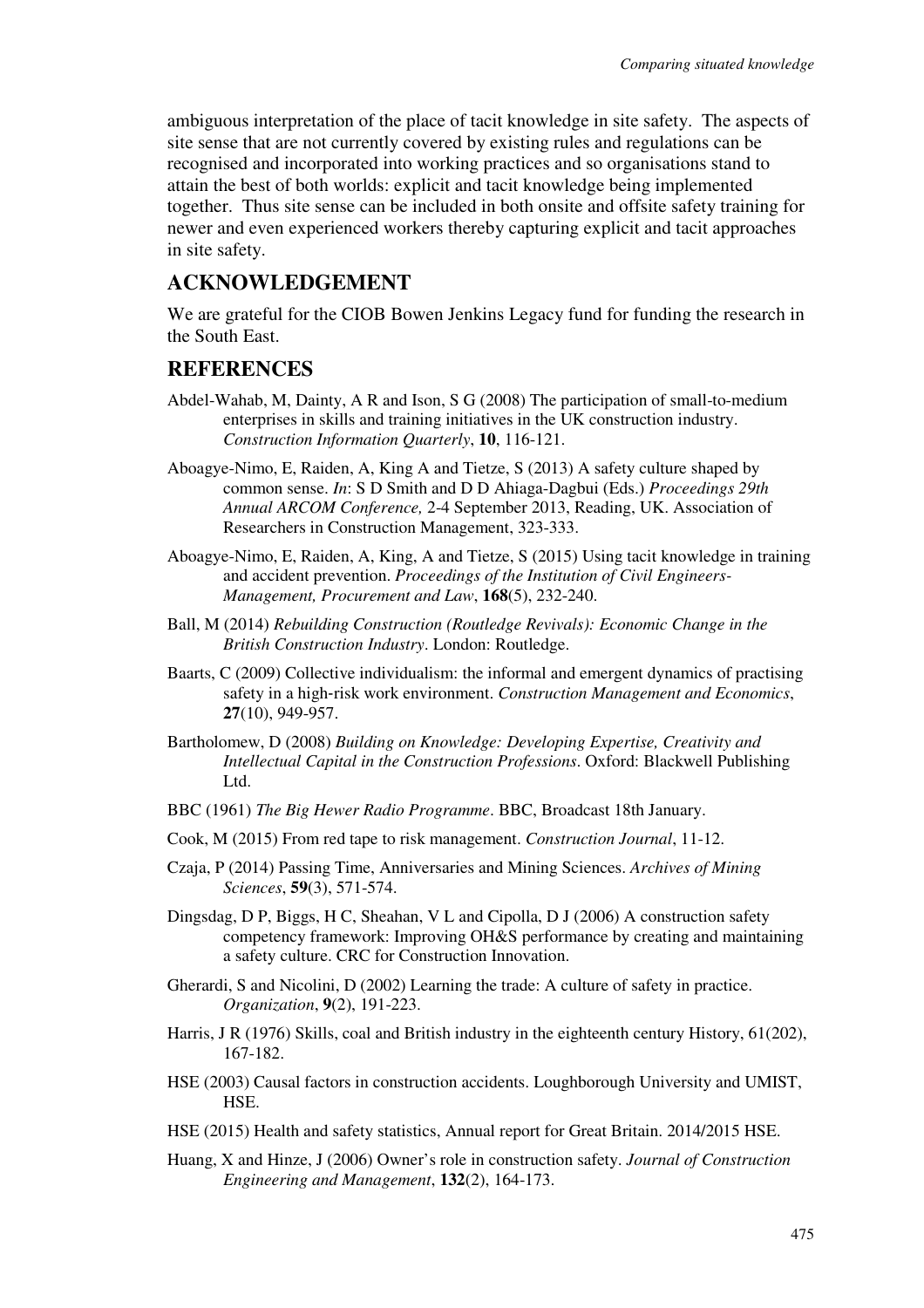ambiguous interpretation of the place of tacit knowledge in site safety. The aspects of site sense that are not currently covered by existing rules and regulations can be recognised and incorporated into working practices and so organisations stand to attain the best of both worlds: explicit and tacit knowledge being implemented together. Thus site sense can be included in both onsite and offsite safety training for newer and even experienced workers thereby capturing explicit and tacit approaches in site safety.

## ACKNOWLEDGEMENT

We are grateful for the CIOB Bowen Jenkins Legacy fund for funding the research in the South East.

## REFERENCES

Abdel-Wahab, M, Dainty, A R and Ison, S G (2008) The participation of small-to-medium enterprises in skills and training initiatives in the UK construction industry. *Construction Information Quarterly*, **10**, 116-121.

Aboagye-Nimo, E, Raiden, A, King A and Tietze, S (2013) A safety culture shaped by common sense. *In*: S D Smith and D D Ahiaga-Dagbui (Eds.) *Proceedings 29th Annual ARCOM Conference,* 2-4 September 2013, Reading, UK. Association of Researchers in Construction Management, 323-333.

Aboagye-Nimo, E, Raiden, A, King, A and Tietze, S (2015) Using tacit knowledge in training and accident prevention. *Proceedings of the Institution of Civil Engineers-Management, Procurement and Law*, **168**(5), 232-240.

Ball, M (2014) *Rebuilding Construction (Routledge Revivals): Economic Change in the British Construction Industry*. London: Routledge.

Baarts, C (2009) Collective individualism: the informal and emergent dynamics of practising safety in a high-risk work environment. *Construction Management and Economics*, **27**(10), 949-957.

Bartholomew, D (2008) *Building on Knowledge: Developing Expertise, Creativity and Intellectual Capital in the Construction Professions*. Oxford: Blackwell Publishing Ltd.

BBC (1961) *The Big Hewer Radio Programme*. BBC, Broadcast 18th January.

Cook, M (2015) From red tape to risk management. *Construction Journal*, 11-12.

Czaja, P (2014) Passing Time, Anniversaries and Mining Sciences. *Archives of Mining Sciences*, **59**(3), 571-574.

Dingsdag, D P, Biggs, H C, Sheahan, V L and Cipolla, D J (2006) A construction safety competency framework: Improving OH&S performance by creating and maintaining a safety culture. CRC for Construction Innovation.

Gherardi, S and Nicolini, D (2002) Learning the trade: A culture of safety in practice. *Organization*, **9**(2), 191-223.

Harris, J R (1976) Skills, coal and British industry in the eighteenth century History, 61(202), 167-182.

HSE (2003) Causal factors in construction accidents. Loughborough University and UMIST, HSE.

HSE (2015) Health and safety statistics, Annual report for Great Britain. 2014/2015 HSE.

Huang, X and Hinze, J (2006) Owner's role in construction safety. *Journal of Construction Engineering and Management*, **132**(2), 164-173.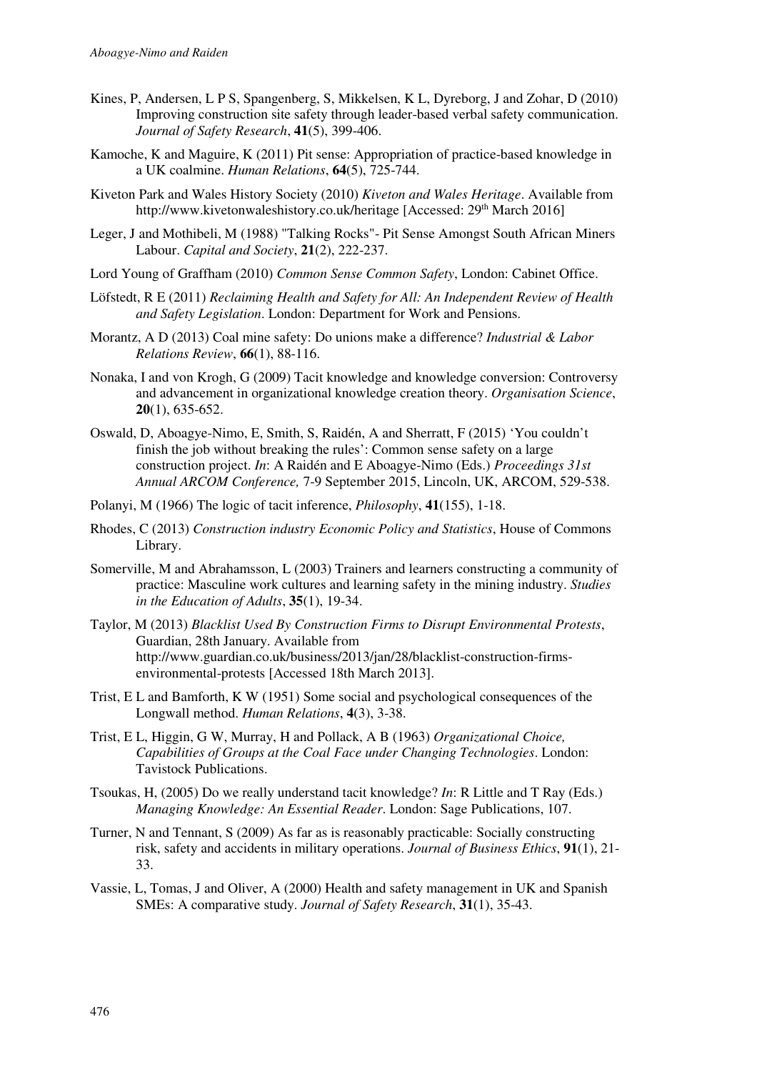Kines, P, Andersen, L P S, Spangenberg, S, Mikkelsen, K L, Dyreborg, J and Zohar, D (2010) Improving construction site safety through leader-based verbal safety communication. *Journal of Safety Research*, **41**(5), 399-406.

Kamoche, K and Maguire, K (2011) Pit sense: Appropriation of practice-based knowledge in a UK coalmine. *Human Relations*, **64**(5), 725-744.

Kiveton Park and Wales History Society (2010) *Kiveton and Wales Heritage*. Available from http://www.kivetonwaleshistory.co.uk/heritage [Accessed: 29th March 2016]

Leger, J and Mothibeli, M (1988) "Talking Rocks"- Pit Sense Amongst South African Miners Labour. *Capital and Society*, **21**(2), 222-237.

Lord Young of Graffham (2010) *Common Sense Common Safety*, London: Cabinet Office.

Löfstedt, R E (2011) *Reclaiming Health and Safety for All: An Independent Review of Health and Safety Legislation*. London: Department for Work and Pensions.

Morantz, A D (2013) Coal mine safety: Do unions make a difference? *Industrial & Labor Relations Review*, **66**(1), 88-116.

Nonaka, I and von Krogh, G (2009) Tacit knowledge and knowledge conversion: Controversy and advancement in organizational knowledge creation theory. *Organisation Science*, **20**(1), 635-652.

Oswald, D, Aboagye-Nimo, E, Smith, S, Raidén, A and Sherratt, F (2015) 'You couldn't finish the job without breaking the rules': Common sense safety on a large construction project. *In*: A Raidén and E Aboagye-Nimo (Eds.) *Proceedings 31st Annual ARCOM Conference,* 7-9 September 2015, Lincoln, UK, ARCOM, 529-538.

Polanyi, M (1966) The logic of tacit inference, *Philosophy*, **41**(155), 1-18.

Rhodes, C (2013) *Construction industry Economic Policy and Statistics*, House of Commons Library.

Somerville, M and Abrahamsson, L (2003) Trainers and learners constructing a community of practice: Masculine work cultures and learning safety in the mining industry. *Studies in the Education of Adults*, **35**(1), 19-34.

Taylor, M (2013) *Blacklist Used By Construction Firms to Disrupt Environmental Protests*, Guardian, 28th January. Available from http://www.guardian.co.uk/business/2013/jan/28/blacklist-construction-firms-environmental-protests [Accessed 18th March 2013].

Trist, E L and Bamforth, K W (1951) Some social and psychological consequences of the Longwall method. *Human Relations*, **4**(3), 3-38.

Trist, E L, Higgin, G W, Murray, H and Pollack, A B (1963) *Organizational Choice, Capabilities of Groups at the Coal Face under Changing Technologies*. London: Tavistock Publications.

Tsoukas, H, (2005) Do we really understand tacit knowledge? *In*: R Little and T Ray (Eds.) *Managing Knowledge: An Essential Reader*. London: Sage Publications, 107.

Turner, N and Tennant, S (2009) As far as is reasonably practicable: Socially constructing risk, safety and accidents in military operations. *Journal of Business Ethics*, **91**(1), 21-33.

Vassie, L, Tomas, J and Oliver, A (2000) Health and safety management in UK and Spanish SMEs: A comparative study. *Journal of Safety Research*, **31**(1), 35-43.